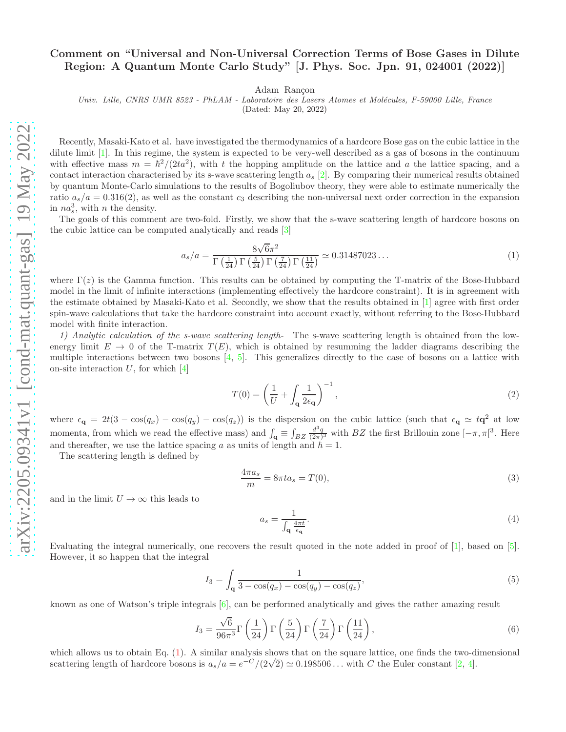# Comment on "Universal and Non-Universal Correction Terms of Bose Gases in Dilute Region: A Quantum Monte Carlo Study" [J. Phys. Soc. Jpn. 91, 024001 (2022)]

Adam Rançon

*Univ. Lille, CNRS UMR 8523 - PhLAM - Laboratoire des Lasers Atomes et Molécules, F-59000 Lille, France*

(Dated: May 20, 2022)

Recently, Masaki-Kato et al. have investigated the thermodynamics of a hardcore Bose gas on the cubic lattice in the dilute limit [1]. In this regime, the system is expected to be very-well described as a gas of bosons in the continuum with effective mass $m = \hbar^2/(2ta^2)$, with $t$ the hopping amplitude on the lattice and $a$ the lattice spacing, and a contact interaction characterised by its s-wave scattering length $a_s$ [2]. By comparing their numerical results obtained by quantum Monte-Carlo simulations to the results of Bogoliubov theory, they were able to estimate numerically the ratio $a_s/a = 0.316(2)$, as well as the constant $c_3$ describing the non-universal next order correction in the expansion in $na_s^3$, with $n$ the density.

The goals of this comment are two-fold. Firstly, we show that the s-wave scattering length of hardcore bosons on the cubic lattice can be computed analytically and reads [3]

$$a_s/a = \frac{8\sqrt{6}\pi^2}{\Gamma\left(\frac{1}{24}\right)\Gamma\left(\frac{5}{24}\right)\Gamma\left(\frac{7}{24}\right)\Gamma\left(\frac{11}{24}\right)} \simeq 0.31487023\ldots \tag{1}$$

where $\Gamma(z)$ is the Gamma function. This results can be obtained by computing the T-matrix of the Bose-Hubbard model in the limit of infinite interactions (implementing effectively the hardcore constraint). It is in agreement with the estimate obtained by Masaki-Kato et al. Secondly, we show that the results obtained in [1] agree with first order spin-wave calculations that take the hardcore constraint into account exactly, without referring to the Bose-Hubbard model with finite interaction.

*1) Analytic calculation of the s-wave scattering length-* The s-wave scattering length is obtained from the low-energy limit $E \to 0$ of the T-matrix $T(E)$, which is obtained by resumming the ladder diagrams describing the multiple interactions between two bosons [4, 5]. This generalizes directly to the case of bosons on a lattice with on-site interaction $U$, for which [4]

$$T(0) = \left(\frac{1}{U} + \int_{\mathbf{q}} \frac{1}{2\epsilon_{\mathbf{q}}}\right)^{-1}, \tag{2}$$

where $\epsilon_{\mathbf{q}} = 2t(3 - \cos(q_x) - \cos(q_y) - \cos(q_z))$ is the dispersion on the cubic lattice (such that $\epsilon_{\mathbf{q}} \simeq t\mathbf{q}^2$ at low momenta, from which we read the effective mass) and $\int_{\mathbf{q}} \equiv \int_{BZ} \frac{d^3q}{(2\pi)^3}$ with $BZ$ the first Brillouin zone $[-\pi, \pi[^3$. Here and thereafter, we use the lattice spacing $a$ as units of length and $\hbar = 1$.

The scattering length is defined by

$$\frac{4\pi a_s}{m} = 8\pi t a_s = T(0), \tag{3}$$

and in the limit $U \to \infty$ this leads to

$$a_s = \frac{1}{\int_{\mathbf{q}} \frac{4\pi t}{\epsilon_{\mathbf{q}}}}. \tag{4}$$

Evaluating the integral numerically, one recovers the result quoted in the note added in proof of [1], based on [5]. However, it so happen that the integral

$$I_3 = \int_{\mathbf{q}} \frac{1}{3 - \cos(q_x) - \cos(q_y) - \cos(q_z)}, \tag{5}$$

known as one of Watson's triple integrals [6], can be performed analytically and gives the rather amazing result

$$I_3 = \frac{\sqrt{6}}{96\pi^3}\Gamma\left(\frac{1}{24}\right)\Gamma\left(\frac{5}{24}\right)\Gamma\left(\frac{7}{24}\right)\Gamma\left(\frac{11}{24}\right), \tag{6}$$

which allows us to obtain Eq. (1). A similar analysis shows that on the square lattice, one finds the two-dimensional scattering length of hardcore bosons is $a_s/a = e^{-C}/(2\sqrt{2}) \simeq 0.198506\ldots$ with $C$ the Euler constant [2, 4].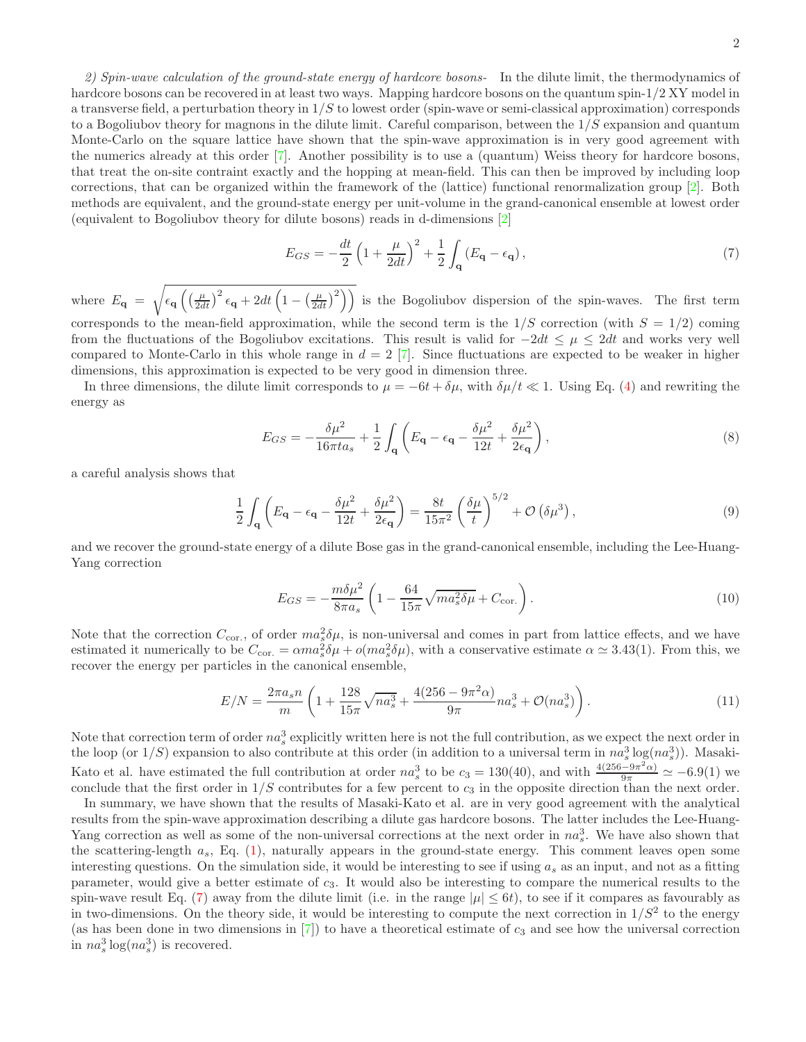*2) Spin-wave calculation of the ground-state energy of hardcore bosons-* In the dilute limit, the thermodynamics of hardcore bosons can be recovered in at least two ways. Mapping hardcore bosons on the quantum spin-1/2 XY model in a transverse field, a perturbation theory in $1/S$ to lowest order (spin-wave or semi-classical approximation) corresponds to a Bogoliubov theory for magnons in the dilute limit. Careful comparison, between the $1/S$ expansion and quantum Monte-Carlo on the square lattice have shown that the spin-wave approximation is in very good agreement with the numerics already at this order [7]. Another possibility is to use a (quantum) Weiss theory for hardcore bosons, that treat the on-site contraint exactly and the hopping at mean-field. This can then be improved by including loop corrections, that can be organized within the framework of the (lattice) functional renormalization group [2]. Both methods are equivalent, and the ground-state energy per unit-volume in the grand-canonical ensemble at lowest order (equivalent to Bogoliubov theory for dilute bosons) reads in d-dimensions [2]

$$E_{GS} = -\frac{dt}{2}\left(1+\frac{\mu}{2dt}\right)^2 + \frac{1}{2}\int_{\mathbf{q}} \left(E_{\mathbf{q}} - \epsilon_{\mathbf{q}}\right), \tag{7}$$

where $E_{\mathbf{q}} = \sqrt{\epsilon_{\mathbf{q}}\left(\left(\frac{\mu}{2dt}\right)^2\epsilon_{\mathbf{q}} + 2dt\left(1-\left(\frac{\mu}{2dt}\right)^2\right)\right)}$ is the Bogoliubov dispersion of the spin-waves. The first term corresponds to the mean-field approximation, while the second term is the $1/S$ correction (with $S = 1/2$) coming from the fluctuations of the Bogoliubov excitations. This result is valid for $-2dt \le \mu \le 2dt$ and works very well compared to Monte-Carlo in this whole range in $d = 2$ [7]. Since fluctuations are expected to be weaker in higher dimensions, this approximation is expected to be very good in dimension three.

In three dimensions, the dilute limit corresponds to $\mu = -6t + \delta\mu$, with $\delta\mu/t \ll 1$. Using Eq. (4) and rewriting the energy as

$$E_{GS} = -\frac{\delta\mu^2}{16\pi t a_s} + \frac{1}{2}\int_{\mathbf{q}} \left(E_{\mathbf{q}} - \epsilon_{\mathbf{q}} - \frac{\delta\mu^2}{12t} + \frac{\delta\mu^2}{2\epsilon_{\mathbf{q}}}\right), \tag{8}$$

a careful analysis shows that

$$\frac{1}{2}\int_{\mathbf{q}} \left(E_{\mathbf{q}} - \epsilon_{\mathbf{q}} - \frac{\delta\mu^2}{12t} + \frac{\delta\mu^2}{2\epsilon_{\mathbf{q}}}\right) = \frac{8t}{15\pi^2}\left(\frac{\delta\mu}{t}\right)^{5/2} + \mathcal{O}\left(\delta\mu^3\right), \tag{9}$$

and we recover the ground-state energy of a dilute Bose gas in the grand-canonical ensemble, including the Lee-Huang-Yang correction

$$E_{GS} = -\frac{m\delta\mu^2}{8\pi a_s}\left(1 - \frac{64}{15\pi}\sqrt{m a_s^2 \delta\mu} + C_{\text{cor.}}\right). \tag{10}$$

Note that the correction $C_{\text{cor.}}$, of order $m a_s^2 \delta\mu$, is non-universal and comes in part from lattice effects, and we have estimated it numerically to be $C_{\text{cor.}} = \alpha m a_s^2 \delta\mu + o(m a_s^2 \delta\mu)$, with a conservative estimate $\alpha \simeq 3.43(1)$. From this, we recover the energy per particles in the canonical ensemble,

$$E/N = \frac{2\pi a_s n}{m}\left(1 + \frac{128}{15\pi}\sqrt{n a_s^3} + \frac{4(256 - 9\pi^2\alpha)}{9\pi} n a_s^3 + \mathcal{O}(n a_s^3)\right). \tag{11}$$

Note that correction term of order $n a_s^3$ explicitly written here is not the full contribution, as we expect the next order in the loop (or $1/S$) expansion to also contribute at this order (in addition to a universal term in $n a_s^3 \log(n a_s^3)$). Masaki-Kato et al. have estimated the full contribution at order $n a_s^3$ to be $c_3 = 130(40)$, and with $\frac{4(256-9\pi^2\alpha)}{9\pi} \simeq -6.9(1)$ we conclude that the first order in $1/S$ contributes for a few percent to $c_3$ in the opposite direction than the next order.

In summary, we have shown that the results of Masaki-Kato et al. are in very good agreement with the analytical results from the spin-wave approximation describing a dilute gas hardcore bosons. The latter includes the Lee-Huang-Yang correction as well as some of the non-universal corrections at the next order in $n a_s^3$. We have also shown that the scattering-length $a_s$, Eq. (1), naturally appears in the ground-state energy. This comment leaves open some interesting questions. On the simulation side, it would be interesting to see if using $a_s$ as an input, and not as a fitting parameter, would give a better estimate of $c_3$. It would also be interesting to compare the numerical results to the spin-wave result Eq. (7) away from the dilute limit (i.e. in the range $|\mu| \le 6t$), to see if it compares as favourably as in two-dimensions. On the theory side, it would be interesting to compute the next correction in $1/S^2$ to the energy (as has been done in two dimensions in [7]) to have a theoretical estimate of $c_3$ and see how the universal correction in $n a_s^3 \log(n a_s^3)$ is recovered.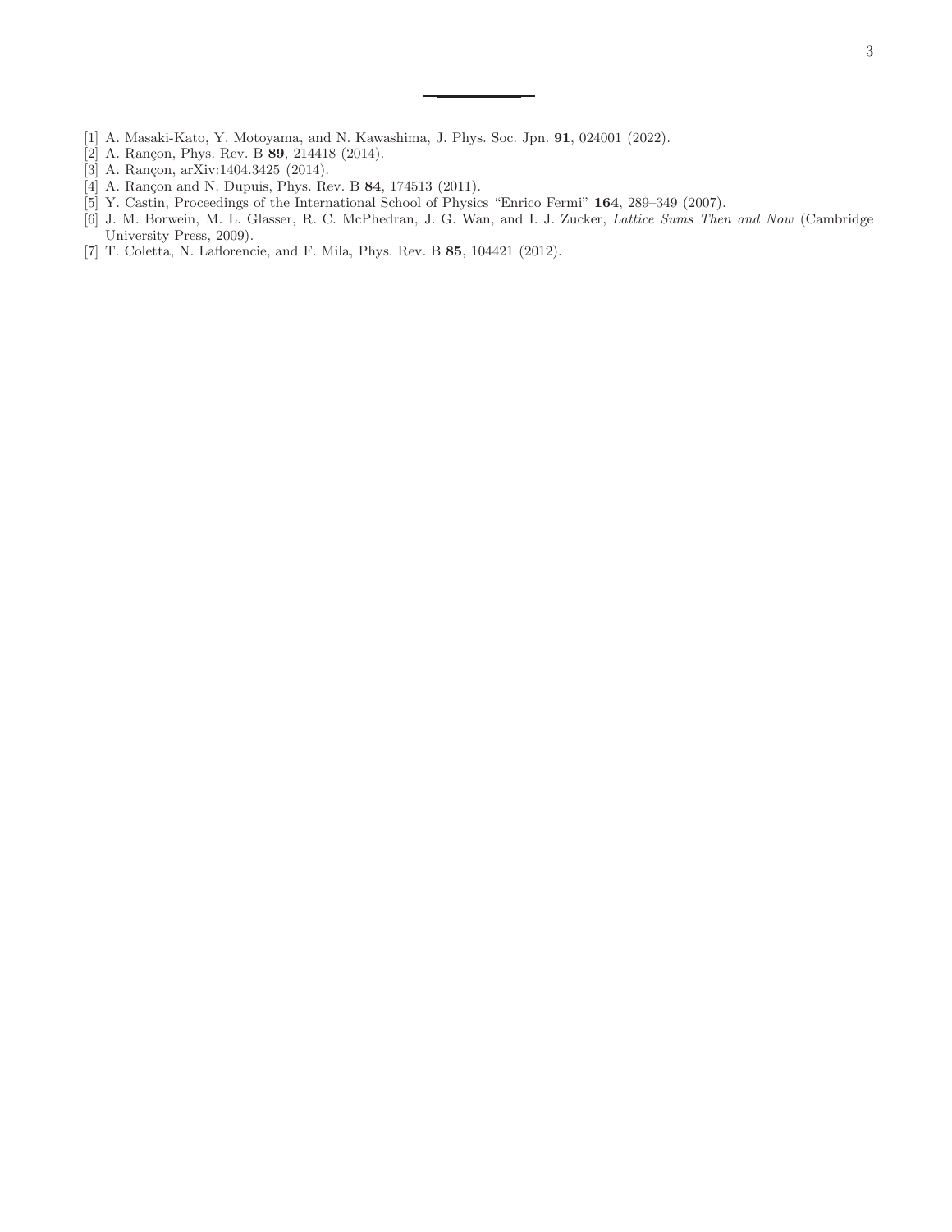[1] A. Masaki-Kato, Y. Motoyama, and N. Kawashima, J. Phys. Soc. Jpn. **91**, 024001 (2022).
[2] A. Rançon, Phys. Rev. B **89**, 214418 (2014).
[3] A. Rançon, arXiv:1404.3425 (2014).
[4] A. Rançon and N. Dupuis, Phys. Rev. B **84**, 174513 (2011).
[5] Y. Castin, Proceedings of the International School of Physics "Enrico Fermi" **164**, 289–349 (2007).
[6] J. M. Borwein, M. L. Glasser, R. C. McPhedran, J. G. Wan, and I. J. Zucker, *Lattice Sums Then and Now* (Cambridge University Press, 2009).
[7] T. Coletta, N. Laflorencie, and F. Mila, Phys. Rev. B **85**, 104421 (2012).